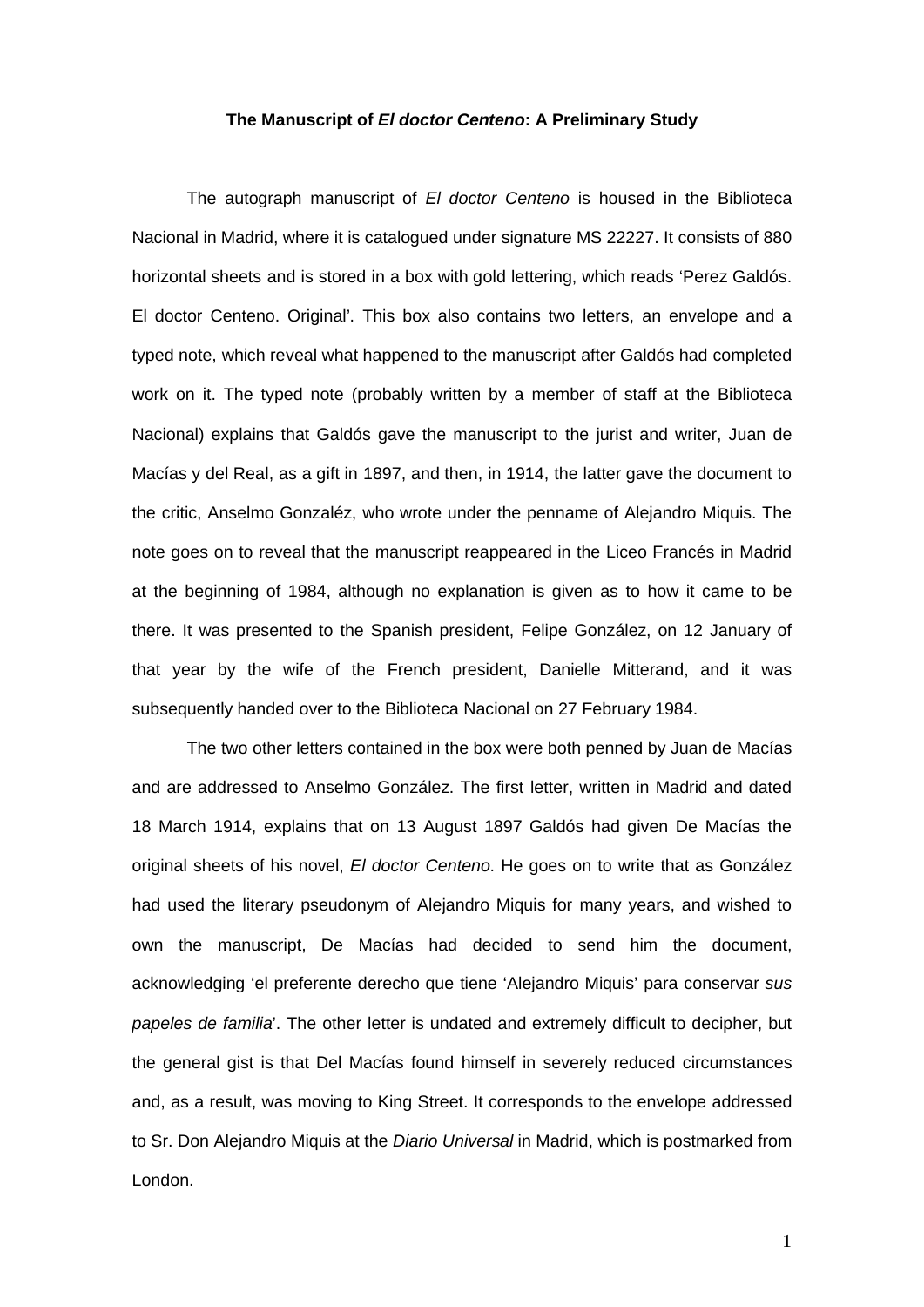**The Manuscript of *El doctor Centeno*: A Preliminary Study**

The autograph manuscript of *El doctor Centeno* is housed in the Biblioteca Nacional in Madrid, where it is catalogued under signature MS 22227. It consists of 880 horizontal sheets and is stored in a box with gold lettering, which reads 'Perez Galdós. El doctor Centeno. Original'. This box also contains two letters, an envelope and a typed note, which reveal what happened to the manuscript after Galdós had completed work on it. The typed note (probably written by a member of staff at the Biblioteca Nacional) explains that Galdós gave the manuscript to the jurist and writer, Juan de Macías y del Real, as a gift in 1897, and then, in 1914, the latter gave the document to the critic, Anselmo Gonzaléz, who wrote under the penname of Alejandro Miquis. The note goes on to reveal that the manuscript reappeared in the Liceo Francés in Madrid at the beginning of 1984, although no explanation is given as to how it came to be there. It was presented to the Spanish president, Felipe González, on 12 January of that year by the wife of the French president, Danielle Mitterand, and it was subsequently handed over to the Biblioteca Nacional on 27 February 1984.

The two other letters contained in the box were both penned by Juan de Macías and are addressed to Anselmo González. The first letter, written in Madrid and dated 18 March 1914, explains that on 13 August 1897 Galdós had given De Macías the original sheets of his novel, *El doctor Centeno*. He goes on to write that as González had used the literary pseudonym of Alejandro Miquis for many years, and wished to own the manuscript, De Macías had decided to send him the document, acknowledging 'el preferente derecho que tiene 'Alejandro Miquis' para conservar *sus papeles de familia*'. The other letter is undated and extremely difficult to decipher, but the general gist is that Del Macías found himself in severely reduced circumstances and, as a result, was moving to King Street. It corresponds to the envelope addressed to Sr. Don Alejandro Miquis at the *Diario Universal* in Madrid, which is postmarked from London.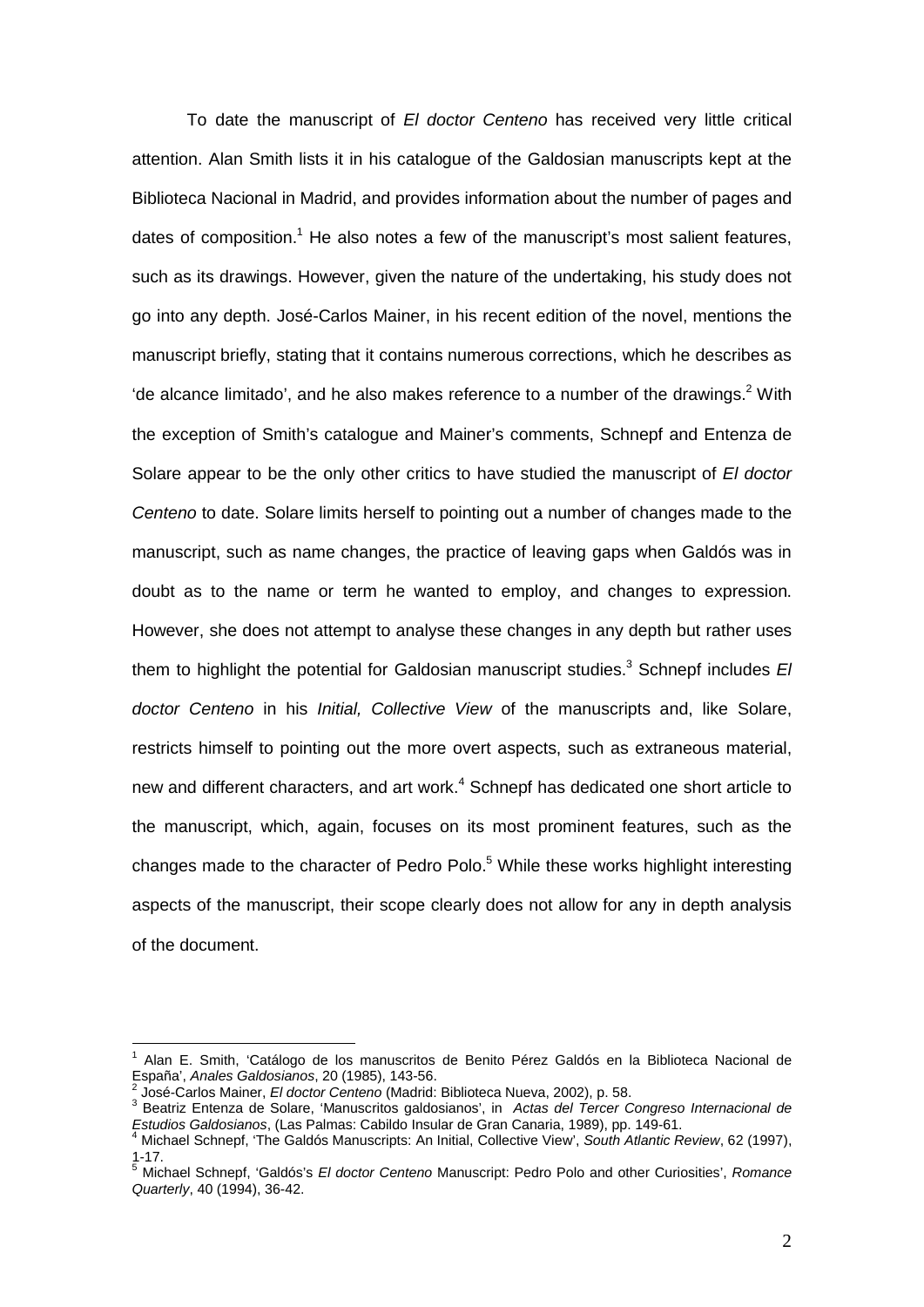To date the manuscript of *El doctor Centeno* has received very little critical attention. Alan Smith lists it in his catalogue of the Galdosian manuscripts kept at the Biblioteca Nacional in Madrid, and provides information about the number of pages and dates of composition.[1] He also notes a few of the manuscript's most salient features, such as its drawings. However, given the nature of the undertaking, his study does not go into any depth. José-Carlos Mainer, in his recent edition of the novel, mentions the manuscript briefly, stating that it contains numerous corrections, which he describes as 'de alcance limitado', and he also makes reference to a number of the drawings.[2] With the exception of Smith's catalogue and Mainer's comments, Schnepf and Entenza de Solare appear to be the only other critics to have studied the manuscript of *El doctor Centeno* to date. Solare limits herself to pointing out a number of changes made to the manuscript, such as name changes, the practice of leaving gaps when Galdós was in doubt as to the name or term he wanted to employ, and changes to expression. However, she does not attempt to analyse these changes in any depth but rather uses them to highlight the potential for Galdosian manuscript studies.[3] Schnepf includes *El doctor Centeno* in his *Initial, Collective View* of the manuscripts and, like Solare, restricts himself to pointing out the more overt aspects, such as extraneous material, new and different characters, and art work.[4] Schnepf has dedicated one short article to the manuscript, which, again, focuses on its most prominent features, such as the changes made to the character of Pedro Polo.[5] While these works highlight interesting aspects of the manuscript, their scope clearly does not allow for any in depth analysis of the document.

---

[1] Alan E. Smith, 'Catálogo de los manuscritos de Benito Pérez Galdós en la Biblioteca Nacional de España', *Anales Galdosianos*, 20 (1985), 143-56.

[2] José-Carlos Mainer, *El doctor Centeno* (Madrid: Biblioteca Nueva, 2002), p. 58.

[3] Beatriz Entenza de Solare, 'Manuscritos galdosianos', in *Actas del Tercer Congreso Internacional de Estudios Galdosianos*, (Las Palmas: Cabildo Insular de Gran Canaria, 1989), pp. 149-61.

[4] Michael Schnepf, 'The Galdós Manuscripts: An Initial, Collective View', *South Atlantic Review*, 62 (1997), 1-17.

[5] Michael Schnepf, 'Galdós's *El doctor Centeno* Manuscript: Pedro Polo and other Curiosities', *Romance Quarterly*, 40 (1994), 36-42.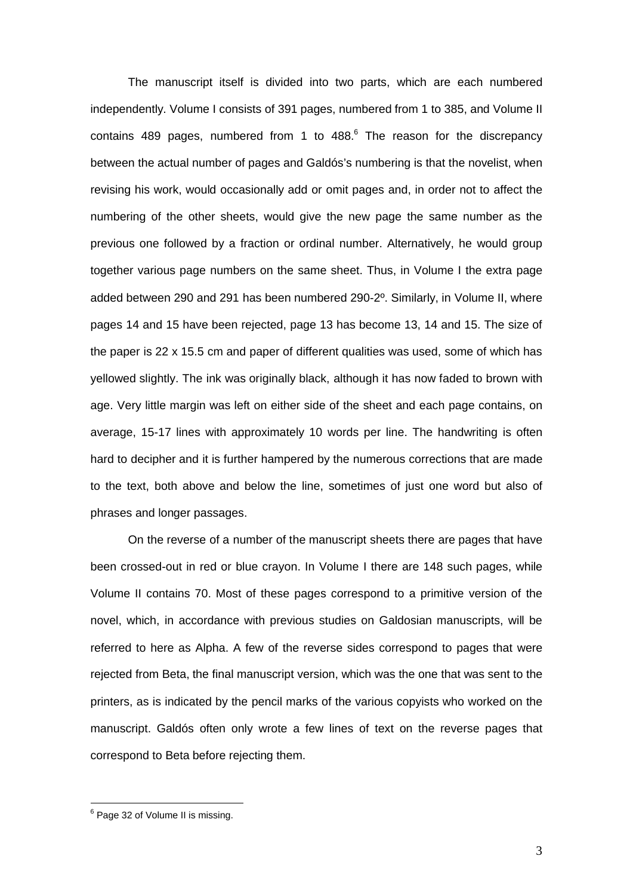The manuscript itself is divided into two parts, which are each numbered independently. Volume I consists of 391 pages, numbered from 1 to 385, and Volume II contains 489 pages, numbered from 1 to 488.[6] The reason for the discrepancy between the actual number of pages and Galdós's numbering is that the novelist, when revising his work, would occasionally add or omit pages and, in order not to affect the numbering of the other sheets, would give the new page the same number as the previous one followed by a fraction or ordinal number. Alternatively, he would group together various page numbers on the same sheet. Thus, in Volume I the extra page added between 290 and 291 has been numbered 290-2º. Similarly, in Volume II, where pages 14 and 15 have been rejected, page 13 has become 13, 14 and 15. The size of the paper is 22 x 15.5 cm and paper of different qualities was used, some of which has yellowed slightly. The ink was originally black, although it has now faded to brown with age. Very little margin was left on either side of the sheet and each page contains, on average, 15-17 lines with approximately 10 words per line. The handwriting is often hard to decipher and it is further hampered by the numerous corrections that are made to the text, both above and below the line, sometimes of just one word but also of phrases and longer passages.

On the reverse of a number of the manuscript sheets there are pages that have been crossed-out in red or blue crayon. In Volume I there are 148 such pages, while Volume II contains 70. Most of these pages correspond to a primitive version of the novel, which, in accordance with previous studies on Galdosian manuscripts, will be referred to here as Alpha. A few of the reverse sides correspond to pages that were rejected from Beta, the final manuscript version, which was the one that was sent to the printers, as is indicated by the pencil marks of the various copyists who worked on the manuscript. Galdós often only wrote a few lines of text on the reverse pages that correspond to Beta before rejecting them.

[6] Page 32 of Volume II is missing.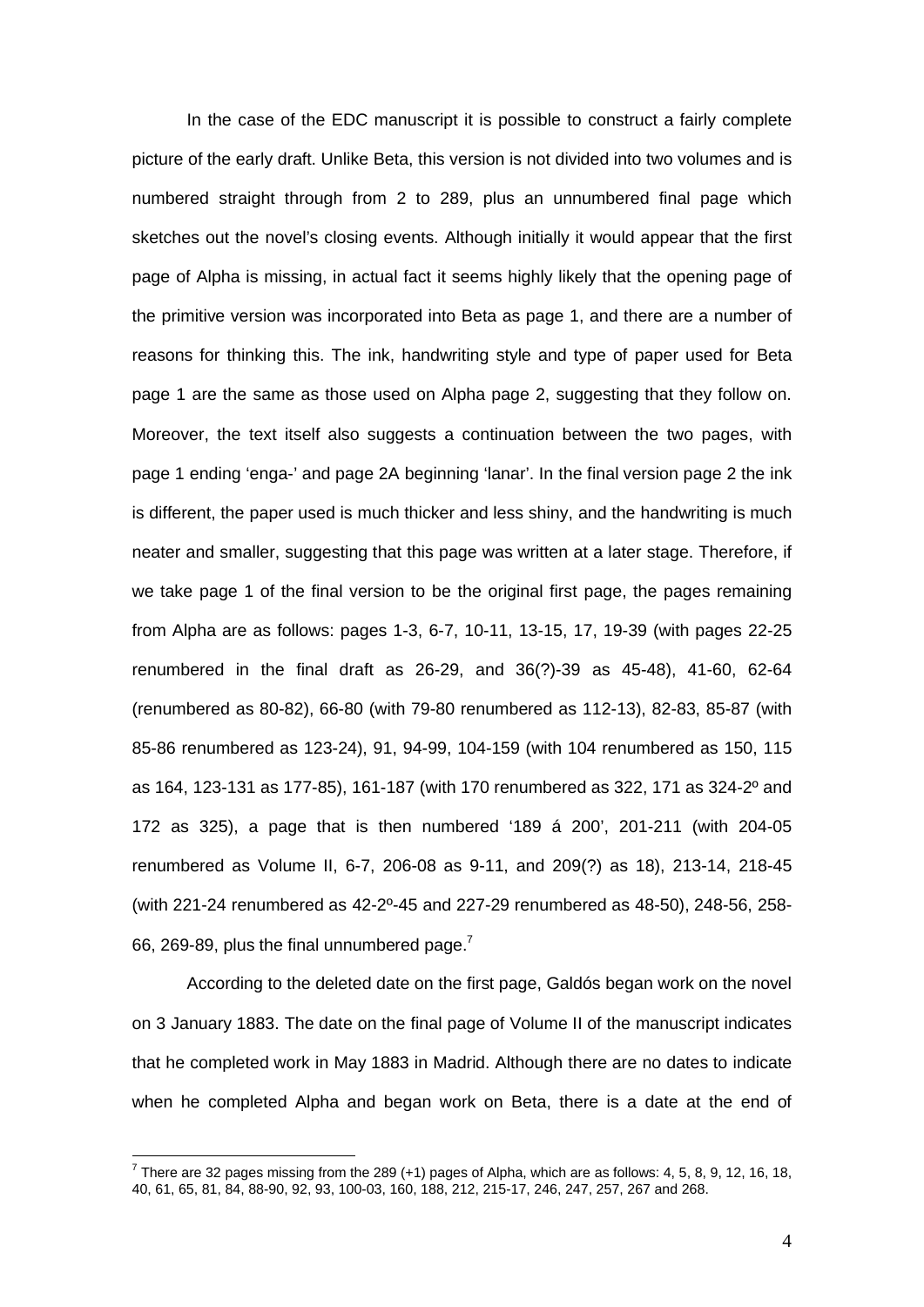In the case of the EDC manuscript it is possible to construct a fairly complete picture of the early draft. Unlike Beta, this version is not divided into two volumes and is numbered straight through from 2 to 289, plus an unnumbered final page which sketches out the novel's closing events. Although initially it would appear that the first page of Alpha is missing, in actual fact it seems highly likely that the opening page of the primitive version was incorporated into Beta as page 1, and there are a number of reasons for thinking this. The ink, handwriting style and type of paper used for Beta page 1 are the same as those used on Alpha page 2, suggesting that they follow on. Moreover, the text itself also suggests a continuation between the two pages, with page 1 ending 'enga-' and page 2A beginning 'lanar'. In the final version page 2 the ink is different, the paper used is much thicker and less shiny, and the handwriting is much neater and smaller, suggesting that this page was written at a later stage. Therefore, if we take page 1 of the final version to be the original first page, the pages remaining from Alpha are as follows: pages 1-3, 6-7, 10-11, 13-15, 17, 19-39 (with pages 22-25 renumbered in the final draft as 26-29, and 36(?)-39 as 45-48), 41-60, 62-64 (renumbered as 80-82), 66-80 (with 79-80 renumbered as 112-13), 82-83, 85-87 (with 85-86 renumbered as 123-24), 91, 94-99, 104-159 (with 104 renumbered as 150, 115 as 164, 123-131 as 177-85), 161-187 (with 170 renumbered as 322, 171 as 324-2º and 172 as 325), a page that is then numbered '189 á 200', 201-211 (with 204-05 renumbered as Volume II, 6-7, 206-08 as 9-11, and 209(?) as 18), 213-14, 218-45 (with 221-24 renumbered as 42-2º-45 and 227-29 renumbered as 48-50), 248-56, 258-66, 269-89, plus the final unnumbered page.[7]

According to the deleted date on the first page, Galdós began work on the novel on 3 January 1883. The date on the final page of Volume II of the manuscript indicates that he completed work in May 1883 in Madrid. Although there are no dates to indicate when he completed Alpha and began work on Beta, there is a date at the end of

[7] There are 32 pages missing from the 289 (+1) pages of Alpha, which are as follows: 4, 5, 8, 9, 12, 16, 18, 40, 61, 65, 81, 84, 88-90, 92, 93, 100-03, 160, 188, 212, 215-17, 246, 247, 257, 267 and 268.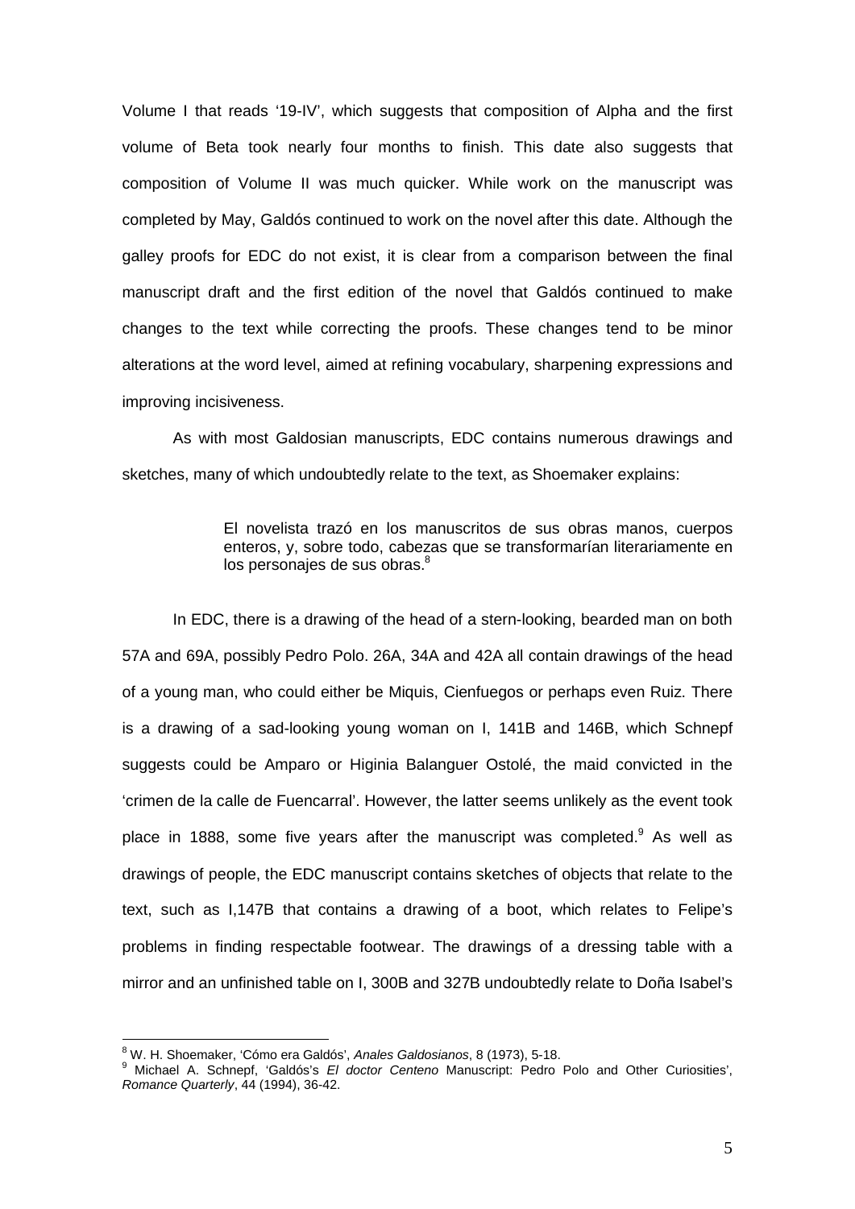Volume I that reads '19-IV', which suggests that composition of Alpha and the first volume of Beta took nearly four months to finish. This date also suggests that composition of Volume II was much quicker. While work on the manuscript was completed by May, Galdós continued to work on the novel after this date. Although the galley proofs for EDC do not exist, it is clear from a comparison between the final manuscript draft and the first edition of the novel that Galdós continued to make changes to the text while correcting the proofs. These changes tend to be minor alterations at the word level, aimed at refining vocabulary, sharpening expressions and improving incisiveness.

As with most Galdosian manuscripts, EDC contains numerous drawings and sketches, many of which undoubtedly relate to the text, as Shoemaker explains:

> El novelista trazó en los manuscritos de sus obras manos, cuerpos enteros, y, sobre todo, cabezas que se transformarían literariamente en los personajes de sus obras.[8]

In EDC, there is a drawing of the head of a stern-looking, bearded man on both 57A and 69A, possibly Pedro Polo. 26A, 34A and 42A all contain drawings of the head of a young man, who could either be Miquis, Cienfuegos or perhaps even Ruiz. There is a drawing of a sad-looking young woman on I, 141B and 146B, which Schnepf suggests could be Amparo or Higinia Balanguer Ostolé, the maid convicted in the 'crimen de la calle de Fuencarral'. However, the latter seems unlikely as the event took place in 1888, some five years after the manuscript was completed.[9] As well as drawings of people, the EDC manuscript contains sketches of objects that relate to the text, such as I,147B that contains a drawing of a boot, which relates to Felipe's problems in finding respectable footwear. The drawings of a dressing table with a mirror and an unfinished table on I, 300B and 327B undoubtedly relate to Doña Isabel's

---

[8] W. H. Shoemaker, 'Cómo era Galdós', *Anales Galdosianos*, 8 (1973), 5-18.

[9] Michael A. Schnepf, 'Galdós's *El doctor Centeno* Manuscript: Pedro Polo and Other Curiosities', *Romance Quarterly*, 44 (1994), 36-42.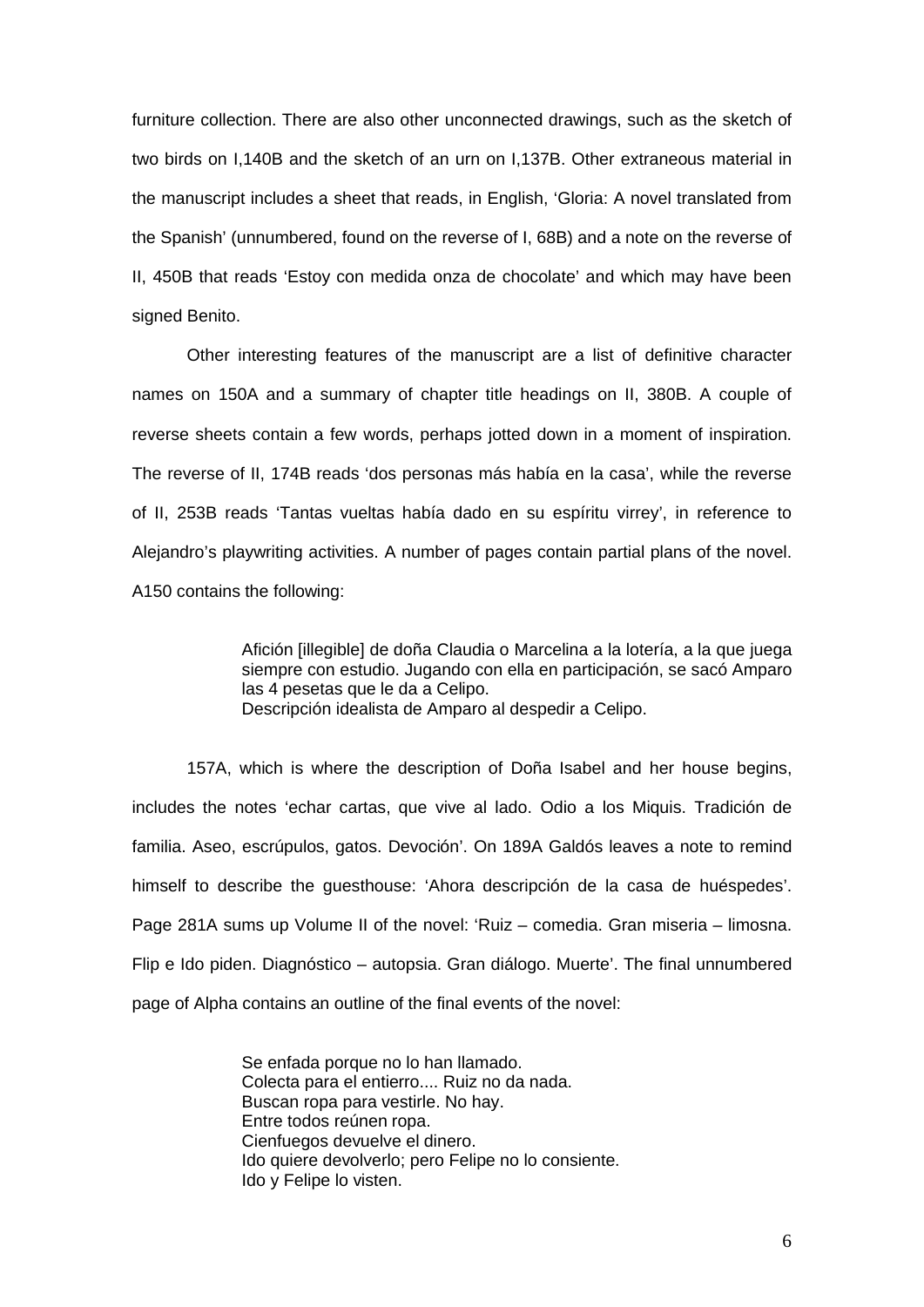furniture collection. There are also other unconnected drawings, such as the sketch of two birds on I,140B and the sketch of an urn on I,137B. Other extraneous material in the manuscript includes a sheet that reads, in English, 'Gloria: A novel translated from the Spanish' (unnumbered, found on the reverse of I, 68B) and a note on the reverse of II, 450B that reads 'Estoy con medida onza de chocolate' and which may have been signed Benito.

Other interesting features of the manuscript are a list of definitive character names on 150A and a summary of chapter title headings on II, 380B. A couple of reverse sheets contain a few words, perhaps jotted down in a moment of inspiration. The reverse of II, 174B reads 'dos personas más había en la casa', while the reverse of II, 253B reads 'Tantas vueltas había dado en su espíritu virrey', in reference to Alejandro's playwriting activities. A number of pages contain partial plans of the novel. A150 contains the following:

> Afición [illegible] de doña Claudia o Marcelina a la lotería, a la que juega siempre con estudio. Jugando con ella en participación, se sacó Amparo las 4 pesetas que le da a Celipo.
> Descripción idealista de Amparo al despedir a Celipo.

157A, which is where the description of Doña Isabel and her house begins, includes the notes 'echar cartas, que vive al lado. Odio a los Miquis. Tradición de familia. Aseo, escrúpulos, gatos. Devoción'. On 189A Galdós leaves a note to remind himself to describe the guesthouse: 'Ahora descripción de la casa de huéspedes'. Page 281A sums up Volume II of the novel: 'Ruiz – comedia. Gran miseria – limosna. Flip e Ido piden. Diagnóstico – autopsia. Gran diálogo. Muerte'. The final unnumbered page of Alpha contains an outline of the final events of the novel:

> Se enfada porque no lo han llamado.
> Colecta para el entierro.... Ruiz no da nada.
> Buscan ropa para vestirle. No hay.
> Entre todos reúnen ropa.
> Cienfuegos devuelve el dinero.
> Ido quiere devolverlo; pero Felipe no lo consiente.
> Ido y Felipe lo visten.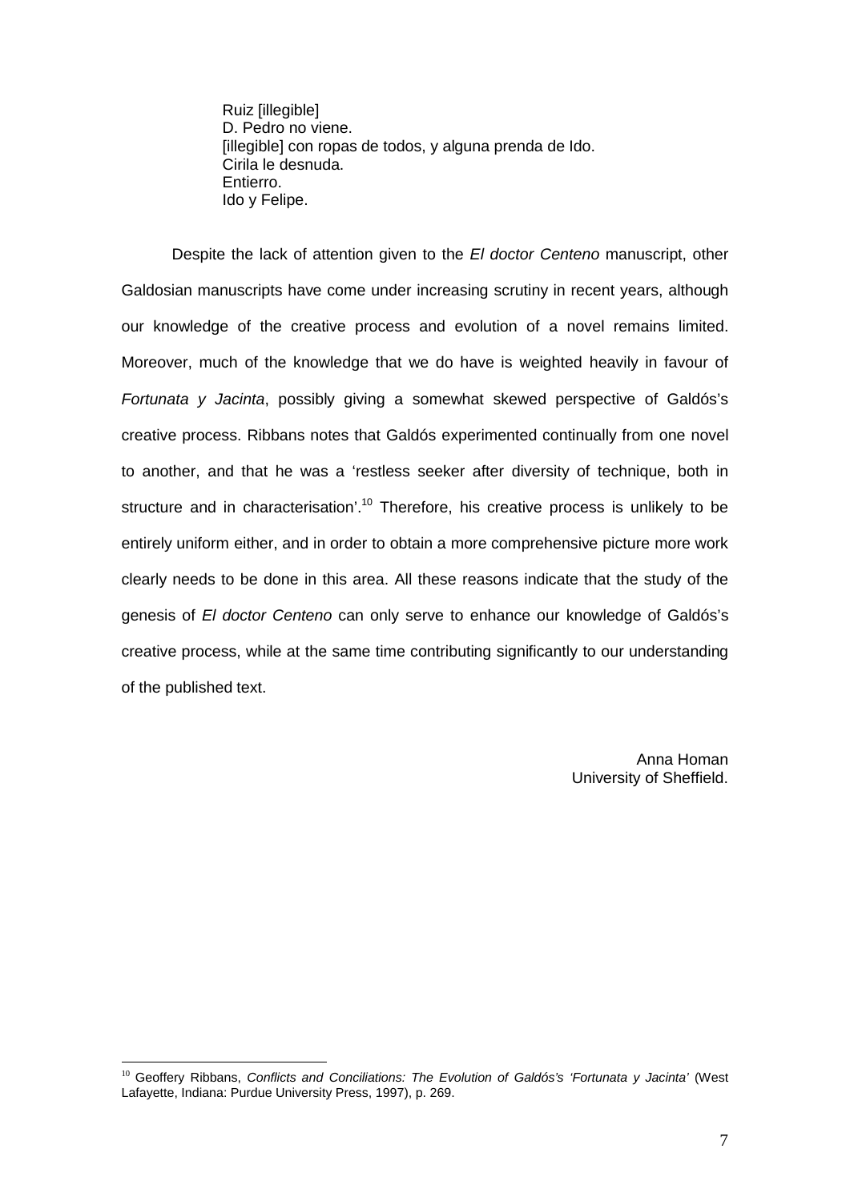Ruiz [illegible]  
D. Pedro no viene.  
[illegible] con ropas de todos, y alguna prenda de Ido.  
Cirila le desnuda.  
Entierro.  
Ido y Felipe.

Despite the lack of attention given to the *El doctor Centeno* manuscript, other Galdosian manuscripts have come under increasing scrutiny in recent years, although our knowledge of the creative process and evolution of a novel remains limited. Moreover, much of the knowledge that we do have is weighted heavily in favour of *Fortunata y Jacinta*, possibly giving a somewhat skewed perspective of Galdós's creative process. Ribbans notes that Galdós experimented continually from one novel to another, and that he was a 'restless seeker after diversity of technique, both in structure and in characterisation'.[10] Therefore, his creative process is unlikely to be entirely uniform either, and in order to obtain a more comprehensive picture more work clearly needs to be done in this area. All these reasons indicate that the study of the genesis of *El doctor Centeno* can only serve to enhance our knowledge of Galdós's creative process, while at the same time contributing significantly to our understanding of the published text.

Anna Homan  
University of Sheffield.

[10] Geoffery Ribbans, *Conflicts and Conciliations: The Evolution of Galdós's 'Fortunata y Jacinta'* (West Lafayette, Indiana: Purdue University Press, 1997), p. 269.